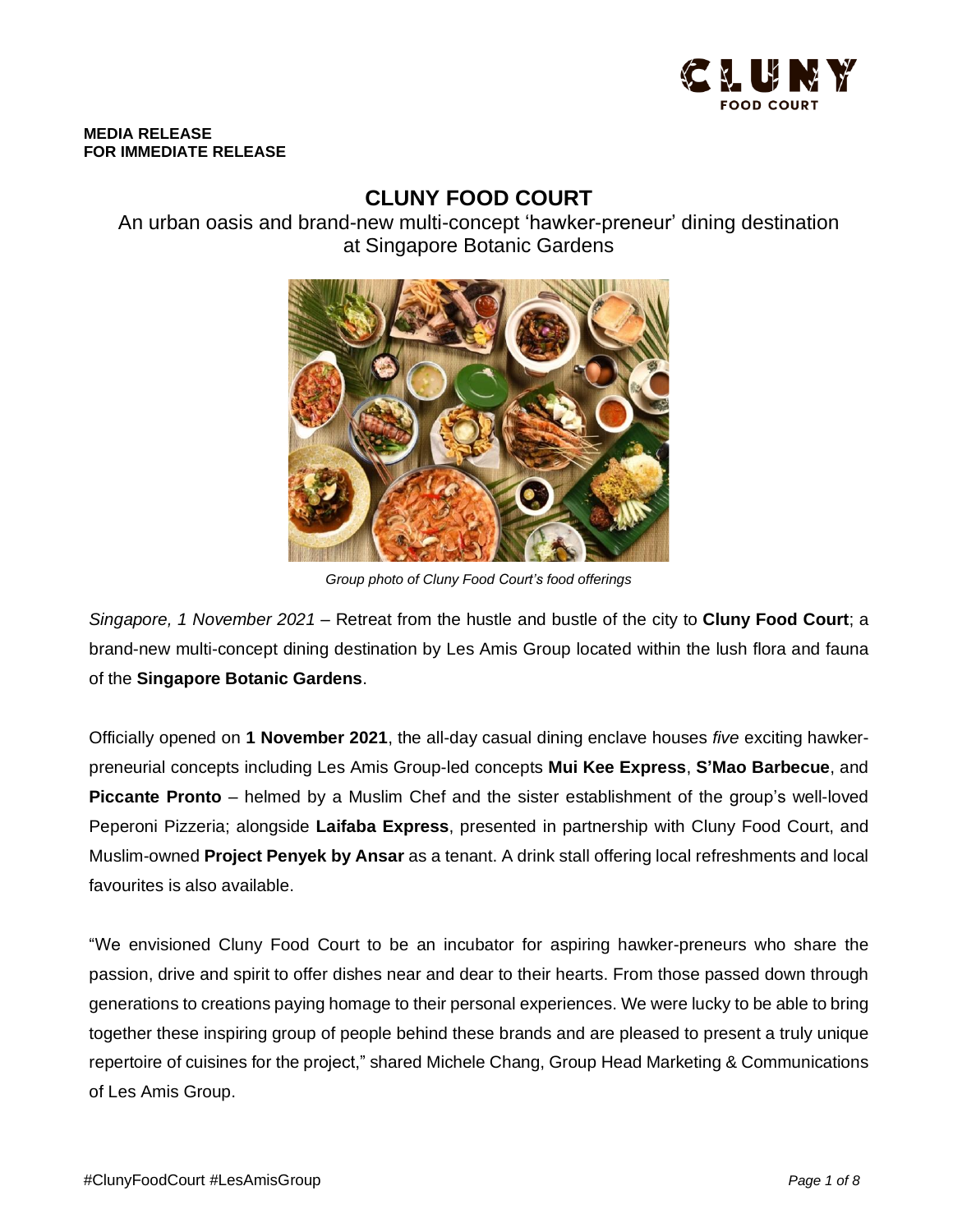**MEDIA RELEASE**
**FOR IMMEDIATE RELEASE**

# CLUNY FOOD COURT

An urban oasis and brand-new multi-concept 'hawker-preneur' dining destination at Singapore Botanic Gardens

*Group photo of Cluny Food Court's food offerings*

*Singapore, 1 November 2021* – Retreat from the hustle and bustle of the city to **Cluny Food Court**; a brand-new multi-concept dining destination by Les Amis Group located within the lush flora and fauna of the **Singapore Botanic Gardens**.

Officially opened on **1 November 2021**, the all-day casual dining enclave houses *five* exciting hawker-preneurial concepts including Les Amis Group-led concepts **Mui Kee Express**, **S'Mao Barbecue**, and **Piccante Pronto** – helmed by a Muslim Chef and the sister establishment of the group's well-loved Peperoni Pizzeria; alongside **Laifaba Express**, presented in partnership with Cluny Food Court, and Muslim-owned **Project Penyek by Ansar** as a tenant. A drink stall offering local refreshments and local favourites is also available.

"We envisioned Cluny Food Court to be an incubator for aspiring hawker-preneurs who share the passion, drive and spirit to offer dishes near and dear to their hearts. From those passed down through generations to creations paying homage to their personal experiences. We were lucky to be able to bring together these inspiring group of people behind these brands and are pleased to present a truly unique repertoire of cuisines for the project," shared Michele Chang, Group Head Marketing & Communications of Les Amis Group.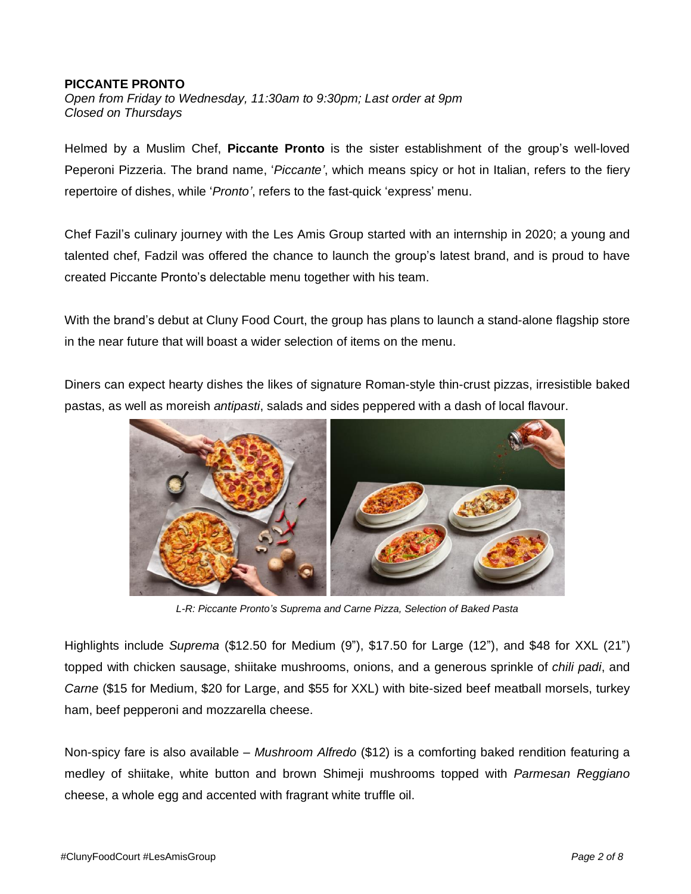**PICCANTE PRONTO**

*Open from Friday to Wednesday, 11:30am to 9:30pm; Last order at 9pm*
*Closed on Thursdays*

Helmed by a Muslim Chef, **Piccante Pronto** is the sister establishment of the group's well-loved Peperoni Pizzeria. The brand name, '*Piccante'*, which means spicy or hot in Italian, refers to the fiery repertoire of dishes, while '*Pronto'*, refers to the fast-quick 'express' menu.

Chef Fazil's culinary journey with the Les Amis Group started with an internship in 2020; a young and talented chef, Fadzil was offered the chance to launch the group's latest brand, and is proud to have created Piccante Pronto's delectable menu together with his team.

With the brand's debut at Cluny Food Court, the group has plans to launch a stand-alone flagship store in the near future that will boast a wider selection of items on the menu.

Diners can expect hearty dishes the likes of signature Roman-style thin-crust pizzas, irresistible baked pastas, as well as moreish *antipasti*, salads and sides peppered with a dash of local flavour.

*L-R: Piccante Pronto's Suprema and Carne Pizza, Selection of Baked Pasta*

Highlights include *Suprema* ($12.50 for Medium (9"), $17.50 for Large (12"), and $48 for XXL (21") topped with chicken sausage, shiitake mushrooms, onions, and a generous sprinkle of *chili padi*, and *Carne* ($15 for Medium, $20 for Large, and $55 for XXL) with bite-sized beef meatball morsels, turkey ham, beef pepperoni and mozzarella cheese.

Non-spicy fare is also available – *Mushroom Alfredo* ($12) is a comforting baked rendition featuring a medley of shiitake, white button and brown Shimeji mushrooms topped with *Parmesan Reggiano* cheese, a whole egg and accented with fragrant white truffle oil.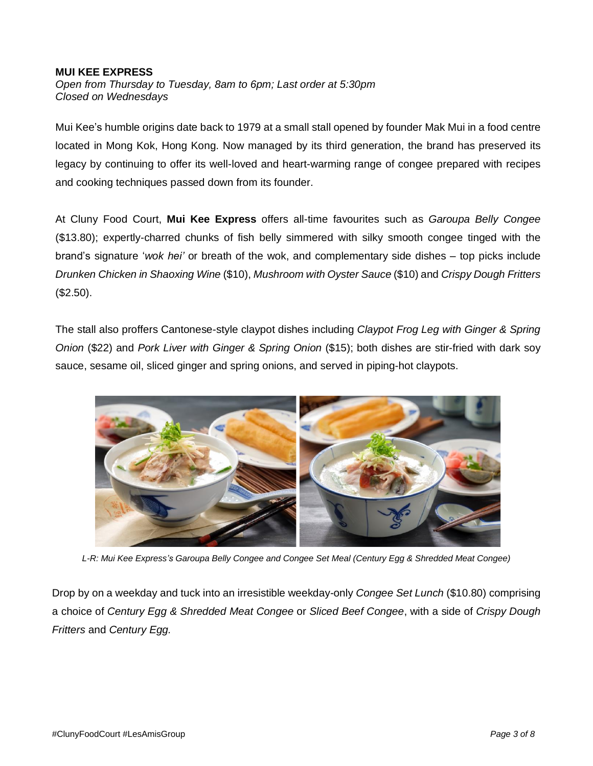**MUI KEE EXPRESS**
*Open from Thursday to Tuesday, 8am to 6pm; Last order at 5:30pm*
*Closed on Wednesdays*

Mui Kee's humble origins date back to 1979 at a small stall opened by founder Mak Mui in a food centre located in Mong Kok, Hong Kong. Now managed by its third generation, the brand has preserved its legacy by continuing to offer its well-loved and heart-warming range of congee prepared with recipes and cooking techniques passed down from its founder.

At Cluny Food Court, **Mui Kee Express** offers all-time favourites such as *Garoupa Belly Congee* ($13.80); expertly-charred chunks of fish belly simmered with silky smooth congee tinged with the brand's signature '*wok hei'* or breath of the wok, and complementary side dishes – top picks include *Drunken Chicken in Shaoxing Wine* ($10), *Mushroom with Oyster Sauce* ($10) and *Crispy Dough Fritters* ($2.50).

The stall also proffers Cantonese-style claypot dishes including *Claypot Frog Leg with Ginger & Spring Onion* ($22) and *Pork Liver with Ginger & Spring Onion* ($15); both dishes are stir-fried with dark soy sauce, sesame oil, sliced ginger and spring onions, and served in piping-hot claypots.

*L-R: Mui Kee Express's Garoupa Belly Congee and Congee Set Meal (Century Egg & Shredded Meat Congee)*

Drop by on a weekday and tuck into an irresistible weekday-only *Congee Set Lunch* ($10.80) comprising a choice of *Century Egg & Shredded Meat Congee* or *Sliced Beef Congee*, with a side of *Crispy Dough Fritters* and *Century Egg.*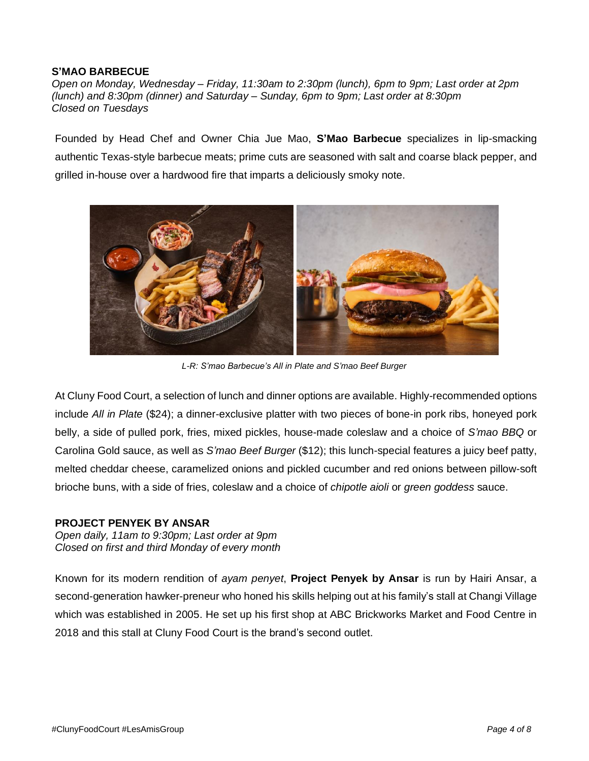**S'MAO BARBECUE**

*Open on Monday, Wednesday – Friday, 11:30am to 2:30pm (lunch), 6pm to 9pm; Last order at 2pm (lunch) and 8:30pm (dinner) and Saturday – Sunday, 6pm to 9pm; Last order at 8:30pm*
*Closed on Tuesdays*

Founded by Head Chef and Owner Chia Jue Mao, **S'Mao Barbecue** specializes in lip-smacking authentic Texas-style barbecue meats; prime cuts are seasoned with salt and coarse black pepper, and grilled in-house over a hardwood fire that imparts a deliciously smoky note.

*L-R: S'mao Barbecue's All in Plate and S'mao Beef Burger*

At Cluny Food Court, a selection of lunch and dinner options are available. Highly-recommended options include *All in Plate* ($24); a dinner-exclusive platter with two pieces of bone-in pork ribs, honeyed pork belly, a side of pulled pork, fries, mixed pickles, house-made coleslaw and a choice of *S'mao BBQ* or Carolina Gold sauce, as well as *S'mao Beef Burger* ($12); this lunch-special features a juicy beef patty, melted cheddar cheese, caramelized onions and pickled cucumber and red onions between pillow-soft brioche buns, with a side of fries, coleslaw and a choice of *chipotle aioli* or *green goddess* sauce.

**PROJECT PENYEK BY ANSAR**

*Open daily, 11am to 9:30pm; Last order at 9pm*
*Closed on first and third Monday of every month*

Known for its modern rendition of *ayam penyet*, **Project Penyek by Ansar** is run by Hairi Ansar, a second-generation hawker-preneur who honed his skills helping out at his family's stall at Changi Village which was established in 2005. He set up his first shop at ABC Brickworks Market and Food Centre in 2018 and this stall at Cluny Food Court is the brand's second outlet.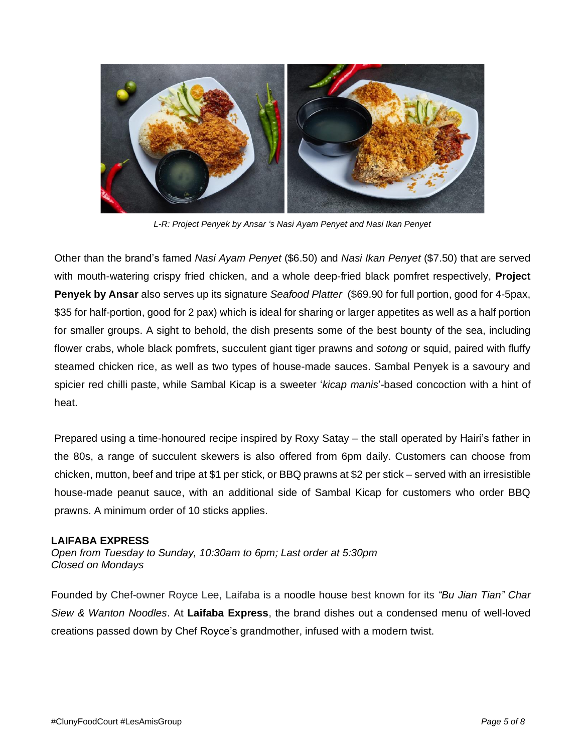*L-R: Project Penyek by Ansar 's Nasi Ayam Penyet and Nasi Ikan Penyet*

Other than the brand's famed *Nasi Ayam Penyet* ($6.50) and *Nasi Ikan Penyet* ($7.50) that are served with mouth-watering crispy fried chicken, and a whole deep-fried black pomfret respectively, **Project Penyek by Ansar** also serves up its signature *Seafood Platter* ($69.90 for full portion, good for 4-5pax, $35 for half-portion, good for 2 pax) which is ideal for sharing or larger appetites as well as a half portion for smaller groups. A sight to behold, the dish presents some of the best bounty of the sea, including flower crabs, whole black pomfrets, succulent giant tiger prawns and *sotong* or squid, paired with fluffy steamed chicken rice, as well as two types of house-made sauces. Sambal Penyek is a savoury and spicier red chilli paste, while Sambal Kicap is a sweeter '*kicap manis*'-based concoction with a hint of heat.

Prepared using a time-honoured recipe inspired by Roxy Satay – the stall operated by Hairi's father in the 80s, a range of succulent skewers is also offered from 6pm daily. Customers can choose from chicken, mutton, beef and tripe at $1 per stick, or BBQ prawns at $2 per stick – served with an irresistible house-made peanut sauce, with an additional side of Sambal Kicap for customers who order BBQ prawns. A minimum order of 10 sticks applies.

**LAIFABA EXPRESS**

*Open from Tuesday to Sunday, 10:30am to 6pm; Last order at 5:30pm*
*Closed on Mondays*

Founded by Chef-owner Royce Lee, Laifaba is a noodle house best known for its *"Bu Jian Tian" Char Siew & Wanton Noodles*. At **Laifaba Express**, the brand dishes out a condensed menu of well-loved creations passed down by Chef Royce's grandmother, infused with a modern twist.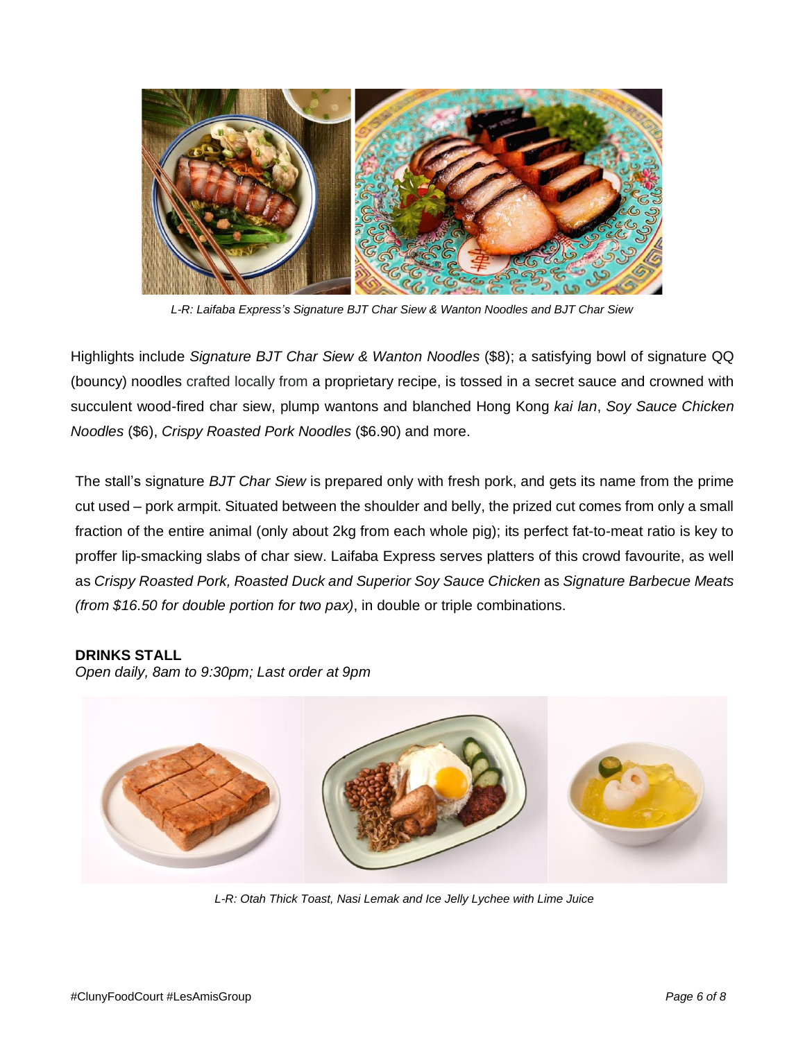*L-R: Laifaba Express's Signature BJT Char Siew & Wanton Noodles and BJT Char Siew*

Highlights include *Signature BJT Char Siew & Wanton Noodles* ($8); a satisfying bowl of signature QQ (bouncy) noodles crafted locally from a proprietary recipe, is tossed in a secret sauce and crowned with succulent wood-fired char siew, plump wantons and blanched Hong Kong *kai lan*, *Soy Sauce Chicken Noodles* ($6), *Crispy Roasted Pork Noodles* ($6.90) and more.

The stall's signature *BJT Char Siew* is prepared only with fresh pork, and gets its name from the prime cut used – pork armpit. Situated between the shoulder and belly, the prized cut comes from only a small fraction of the entire animal (only about 2kg from each whole pig); its perfect fat-to-meat ratio is key to proffer lip-smacking slabs of char siew. Laifaba Express serves platters of this crowd favourite, as well as *Crispy Roasted Pork, Roasted Duck and Superior Soy Sauce Chicken* as *Signature Barbecue Meats (from $16.50 for double portion for two pax)*, in double or triple combinations.

**DRINKS STALL**
*Open daily, 8am to 9:30pm; Last order at 9pm*

*L-R: Otah Thick Toast, Nasi Lemak and Ice Jelly Lychee with Lime Juice*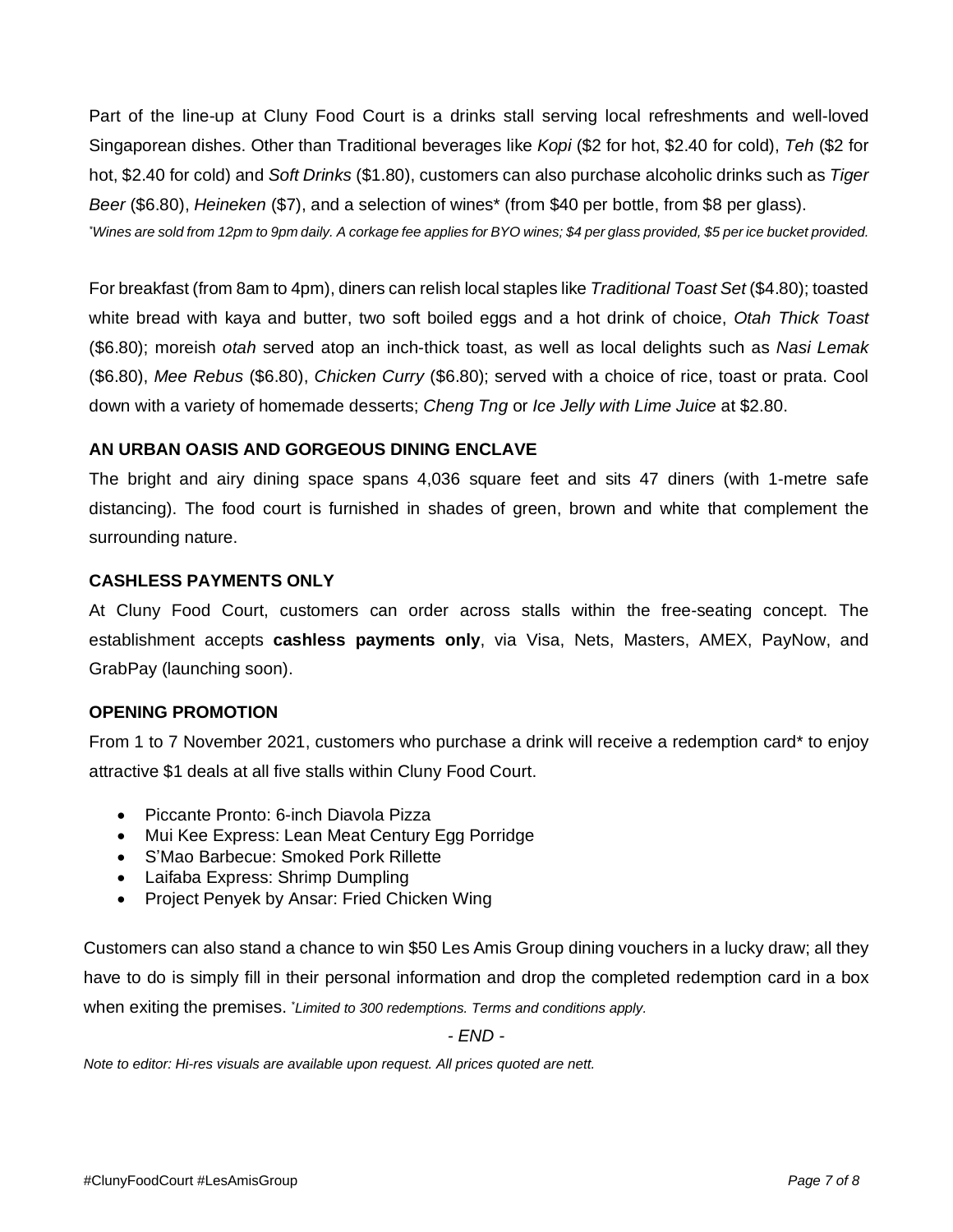Part of the line-up at Cluny Food Court is a drinks stall serving local refreshments and well-loved Singaporean dishes. Other than Traditional beverages like *Kopi* ($2 for hot, $2.40 for cold), *Teh* ($2 for hot, $2.40 for cold) and *Soft Drinks* ($1.80), customers can also purchase alcoholic drinks such as *Tiger Beer* ($6.80), *Heineken* ($7), and a selection of wines* (from $40 per bottle, from $8 per glass).

*\*Wines are sold from 12pm to 9pm daily. A corkage fee applies for BYO wines; $4 per glass provided, $5 per ice bucket provided.*

For breakfast (from 8am to 4pm), diners can relish local staples like *Traditional Toast Set* ($4.80); toasted white bread with kaya and butter, two soft boiled eggs and a hot drink of choice, *Otah Thick Toast* ($6.80); moreish *otah* served atop an inch-thick toast, as well as local delights such as *Nasi Lemak* ($6.80), *Mee Rebus* ($6.80), *Chicken Curry* ($6.80); served with a choice of rice, toast or prata. Cool down with a variety of homemade desserts; *Cheng Tng* or *Ice Jelly with Lime Juice* at $2.80.

**AN URBAN OASIS AND GORGEOUS DINING ENCLAVE**

The bright and airy dining space spans 4,036 square feet and sits 47 diners (with 1-metre safe distancing). The food court is furnished in shades of green, brown and white that complement the surrounding nature.

**CASHLESS PAYMENTS ONLY**

At Cluny Food Court, customers can order across stalls within the free-seating concept. The establishment accepts **cashless payments only**, via Visa, Nets, Masters, AMEX, PayNow, and GrabPay (launching soon).

**OPENING PROMOTION**

From 1 to 7 November 2021, customers who purchase a drink will receive a redemption card* to enjoy attractive $1 deals at all five stalls within Cluny Food Court.

- Piccante Pronto: 6-inch Diavola Pizza
- Mui Kee Express: Lean Meat Century Egg Porridge
- S'Mao Barbecue: Smoked Pork Rillette
- Laifaba Express: Shrimp Dumpling
- Project Penyek by Ansar: Fried Chicken Wing

Customers can also stand a chance to win $50 Les Amis Group dining vouchers in a lucky draw; all they have to do is simply fill in their personal information and drop the completed redemption card in a box when exiting the premises. *\*Limited to 300 redemptions. Terms and conditions apply.*

*- END -*

*Note to editor: Hi-res visuals are available upon request. All prices quoted are nett.*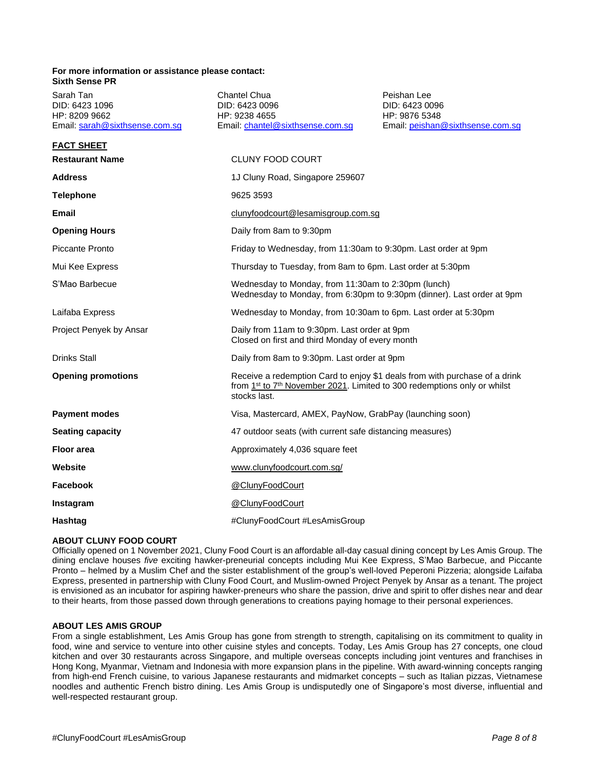**For more information or assistance please contact:**
**Sixth Sense PR**

| | | |
|---|---|---|
| Sarah Tan<br>DID: 6423 1096<br>HP: 8209 9662<br>Email: sarah@sixthsense.com.sg | Chantel Chua<br>DID: 6423 0096<br>HP: 9238 4655<br>Email: chantel@sixthsense.com.sg | Peishan Lee<br>DID: 6423 0096<br>HP: 9876 5348<br>Email: peishan@sixthsense.com.sg |

**FACT SHEET**

| | |
|---|---|
| **Restaurant Name** | CLUNY FOOD COURT |
| **Address** | 1J Cluny Road, Singapore 259607 |
| **Telephone** | 9625 3593 |
| **Email** | clunyfoodcourt@lesamisgroup.com.sg |
| **Opening Hours** | Daily from 8am to 9:30pm |
| Piccante Pronto | Friday to Wednesday, from 11:30am to 9:30pm. Last order at 9pm |
| Mui Kee Express | Thursday to Tuesday, from 8am to 6pm. Last order at 5:30pm |
| S'Mao Barbecue | Wednesday to Monday, from 11:30am to 2:30pm (lunch)<br>Wednesday to Monday, from 6:30pm to 9:30pm (dinner). Last order at 9pm |
| Laifaba Express | Wednesday to Monday, from 10:30am to 6pm. Last order at 5:30pm |
| Project Penyek by Ansar | Daily from 11am to 9:30pm. Last order at 9pm<br>Closed on first and third Monday of every month |
| Drinks Stall | Daily from 8am to 9:30pm. Last order at 9pm |
| **Opening promotions** | Receive a redemption Card to enjoy $1 deals from with purchase of a drink from 1st to 7th November 2021. Limited to 300 redemptions only or whilst stocks last. |
| **Payment modes** | Visa, Mastercard, AMEX, PayNow, GrabPay (launching soon) |
| **Seating capacity** | 47 outdoor seats (with current safe distancing measures) |
| **Floor area** | Approximately 4,036 square feet |
| **Website** | www.clunyfoodcourt.com.sg/ |
| **Facebook** | @ClunyFoodCourt |
| **Instagram** | @ClunyFoodCourt |
| **Hashtag** | #ClunyFoodCourt #LesAmisGroup |

**ABOUT CLUNY FOOD COURT**

Officially opened on 1 November 2021, Cluny Food Court is an affordable all-day casual dining concept by Les Amis Group. The dining enclave houses *five* exciting hawker-preneurial concepts including Mui Kee Express, S'Mao Barbecue, and Piccante Pronto – helmed by a Muslim Chef and the sister establishment of the group's well-loved Peperoni Pizzeria; alongside Laifaba Express, presented in partnership with Cluny Food Court, and Muslim-owned Project Penyek by Ansar as a tenant. The project is envisioned as an incubator for aspiring hawker-preneurs who share the passion, drive and spirit to offer dishes near and dear to their hearts, from those passed down through generations to creations paying homage to their personal experiences.

**ABOUT LES AMIS GROUP**

From a single establishment, Les Amis Group has gone from strength to strength, capitalising on its commitment to quality in food, wine and service to venture into other cuisine styles and concepts. Today, Les Amis Group has 27 concepts, one cloud kitchen and over 30 restaurants across Singapore, and multiple overseas concepts including joint ventures and franchises in Hong Kong, Myanmar, Vietnam and Indonesia with more expansion plans in the pipeline. With award-winning concepts ranging from high-end French cuisine, to various Japanese restaurants and midmarket concepts – such as Italian pizzas, Vietnamese noodles and authentic French bistro dining. Les Amis Group is undisputedly one of Singapore's most diverse, influential and well-respected restaurant group.